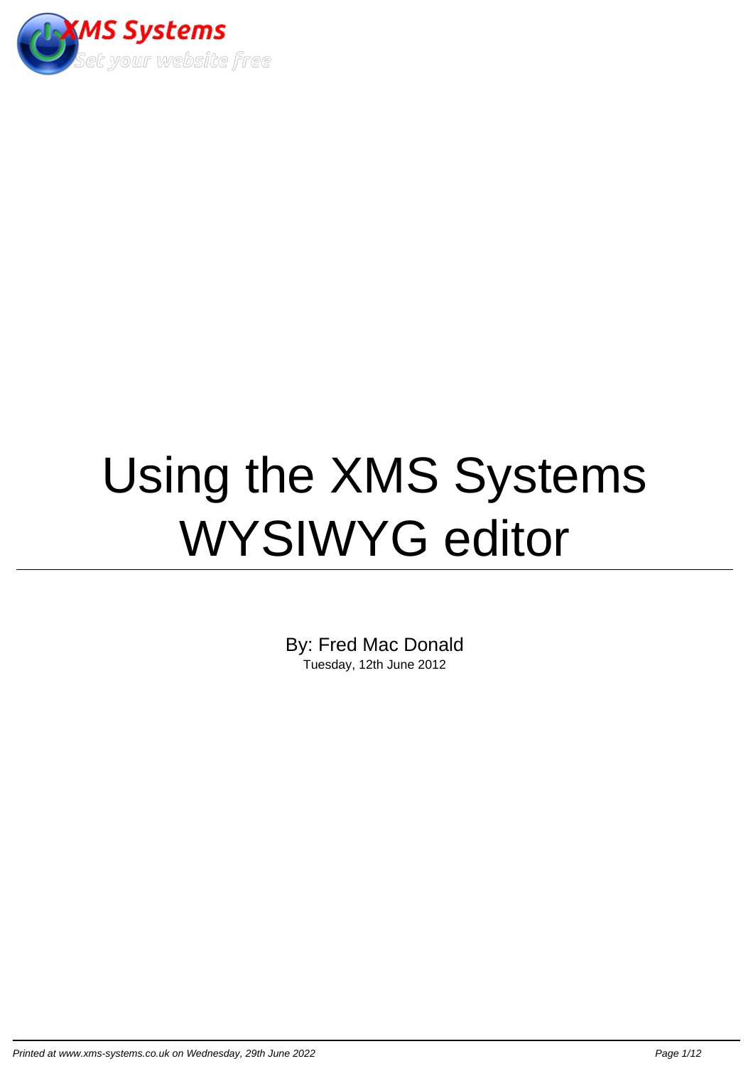# Using the XMS Systems WYSIWYG editor

By: Fred Mac Donald

Tuesday, 12th June 2012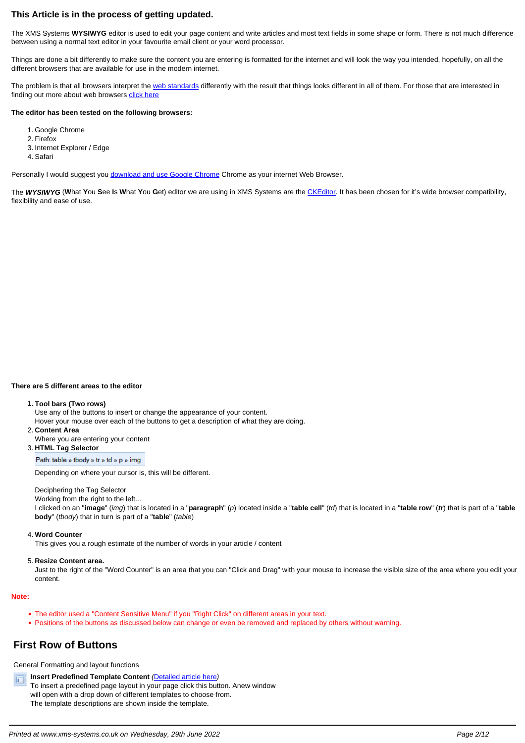### This Article is in the process of getting updated.

The XMS Systems **WYSIWYG** editor is used to edit your page content and write articles and most text fields in some shape or form. There is not much difference between using a normal text editor in your favourite email client or your word processor.

Things are done a bit differently to make sure the content you are entering is formatted for the internet and will look the way you intended, hopefully, on all the different browsers that are available for use in the modern internet.

The problem is that all browsers interpret the web standards differently with the result that things looks different in all of them. For those that are interested in finding out more about web browsers click here

**The editor has been tested on the following browsers:**

1. Google Chrome
2. Firefox
3. Internet Explorer / Edge
4. Safari

Personally I would suggest you download and use Google Chrome Chrome as your internet Web Browser.

The ***WYSIWYG*** (**W**hat **Y**ou **S**ee **I**s **W**hat **Y**ou **G**et) editor we are using in XMS Systems are the CKEditor. It has been chosen for it's wide browser compatibility, flexibility and ease of use.

**There are 5 different areas to the editor**

1. **Tool bars (Two rows)**
   Use any of the buttons to insert or change the appearance of your content.
   Hover your mouse over each of the buttons to get a description of what they are doing.
2. **Content Area**
   Where you are entering your content
3. **HTML Tag Selector**
   Path: table » tbody » tr » td » p » img
   
   Depending on where your cursor is, this will be different.
   
   Deciphering the Tag Selector
   Working from the right to the left...
   I clicked on an "**image**" (*img*) that is located in a "**paragraph**" (*p*) located inside a "**table cell**" (*td*) that is located in a "**table row**" (***tr***) that is part of a "**table body**" (*tbody*) that in turn is part of a "**table**" (*table*)
4. **Word Counter**
   This gives you a rough estimate of the number of words in your article / content
5. **Resize Content area.**
   Just to the right of the "Word Counter" is an area that you can "Click and Drag" with your mouse to increase the visible size of the area where you edit your content.

**Note:**

- The editor used a "Content Sensitive Menu" if you "Right Click" on different areas in your text.
- Positions of the buttons as discussed below can change or even be removed and replaced by others without warning.

## First Row of Buttons

General Formatting and layout functions

**Insert Predefined Template Content** *(Detailed article here)*
To insert a predefined page layout in your page click this button. Anew window will open with a drop down of different templates to choose from.
The template descriptions are shown inside the template.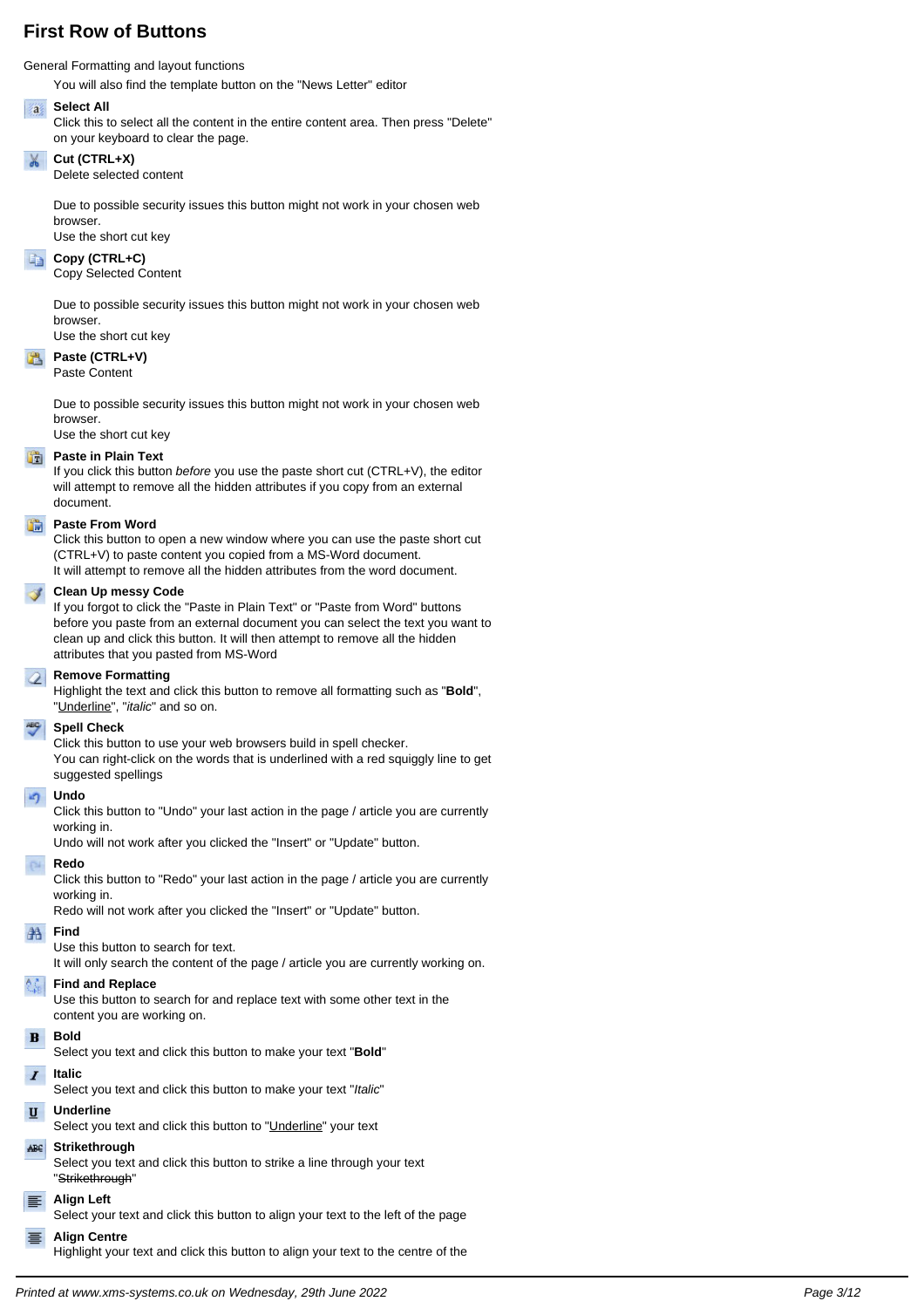## First Row of Buttons

General Formatting and layout functions

You will also find the template button on the "News Letter" editor

**Select All**
Click this to select all the content in the entire content area. Then press "Delete" on your keyboard to clear the page.

**Cut (CTRL+X)**
Delete selected content

Due to possible security issues this button might not work in your chosen web browser.
Use the short cut key

**Copy (CTRL+C)**
Copy Selected Content

Due to possible security issues this button might not work in your chosen web browser.
Use the short cut key

**Paste (CTRL+V)**
Paste Content

Due to possible security issues this button might not work in your chosen web browser.
Use the short cut key

**Paste in Plain Text**
If you click this button *before* you use the paste short cut (CTRL+V), the editor will attempt to remove all the hidden attributes if you copy from an external document.

**Paste From Word**
Click this button to open a new window where you can use the paste short cut (CTRL+V) to paste content you copied from a MS-Word document.
It will attempt to remove all the hidden attributes from the word document.

**Clean Up messy Code**
If you forgot to click the "Paste in Plain Text" or "Paste from Word" buttons before you paste from an external document you can select the text you want to clean up and click this button. It will then attempt to remove all the hidden attributes that you pasted from MS-Word

**Remove Formatting**
Highlight the text and click this button to remove all formatting such as "**Bold**", "<u>Underline</u>", "*italic*" and so on.

**Spell Check**
Click this button to use your web browsers build in spell checker.
You can right-click on the words that is underlined with a red squiggly line to get suggested spellings

**Undo**
Click this button to "Undo" your last action in the page / article you are currently working in.
Undo will not work after you clicked the "Insert" or "Update" button.

**Redo**
Click this button to "Redo" your last action in the page / article you are currently working in.
Redo will not work after you clicked the "Insert" or "Update" button.

**Find**
Use this button to search for text.
It will only search the content of the page / article you are currently working on.

**Find and Replace**
Use this button to search for and replace text with some other text in the content you are working on.

**Bold**
Select you text and click this button to make your text "**Bold**"

**Italic**
Select you text and click this button to make your text "*Italic*"

**Underline**
Select you text and click this button to "<u>Underline</u>" your text

**Strikethrough**
Select you text and click this button to strike a line through your text "~~Strikethrough~~"

**Align Left**
Select your text and click this button to align your text to the left of the page

**Align Centre**
Highlight your text and click this button to align your text to the centre of the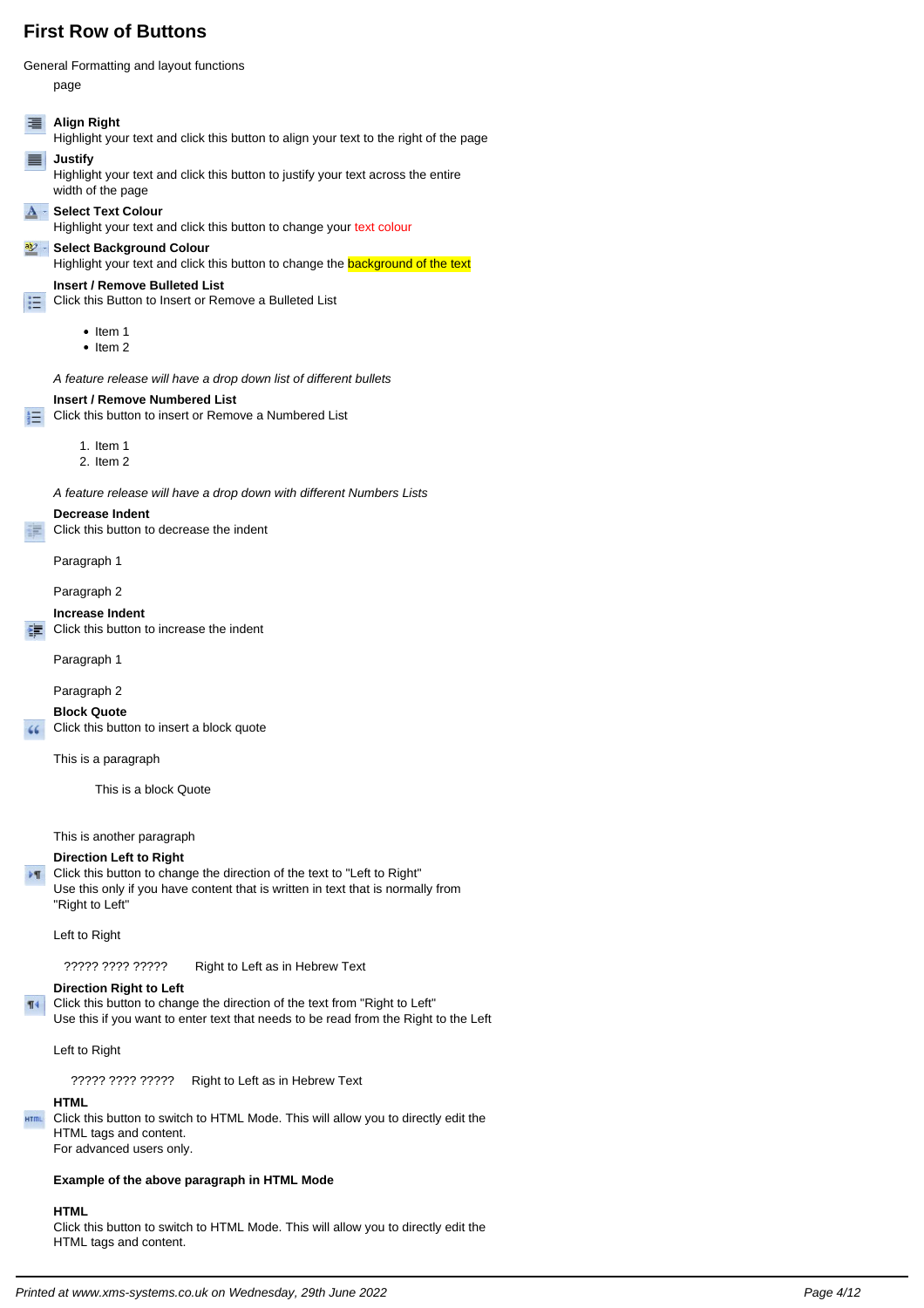## First Row of Buttons

General Formatting and layout functions

page

**Align Right**
Highlight your text and click this button to align your text to the right of the page

**Justify**
Highlight your text and click this button to justify your text across the entire width of the page

**Select Text Colour**
Highlight your text and click this button to change your text colour

**Select Background Colour**
Highlight your text and click this button to change the background of the text

**Insert / Remove Bulleted List**
Click this Button to Insert or Remove a Bulleted List

- Item 1
- Item 2

*A feature release will have a drop down list of different bullets*

**Insert / Remove Numbered List**
Click this button to insert or Remove a Numbered List

1. Item 1
2. Item 2

*A feature release will have a drop down with different Numbers Lists*

**Decrease Indent**
Click this button to decrease the indent

Paragraph 1

Paragraph 2

**Increase Indent**
Click this button to increase the indent

Paragraph 1

Paragraph 2

**Block Quote**
Click this button to insert a block quote

This is a paragraph

> This is a block Quote

This is another paragraph

**Direction Left to Right**
Click this button to change the direction of the text to "Left to Right"
Use this only if you have content that is written in text that is normally from "Right to Left"

Left to Right

????? ???? ????? Right to Left as in Hebrew Text

**Direction Right to Left**
Click this button to change the direction of the text from "Right to Left"
Use this if you want to enter text that needs to be read from the Right to the Left

Left to Right

????? ???? ????? Right to Left as in Hebrew Text

**HTML**
Click this button to switch to HTML Mode. This will allow you to directly edit the HTML tags and content.
For advanced users only.

**Example of the above paragraph in HTML Mode**

**HTML**
Click this button to switch to HTML Mode. This will allow you to directly edit the HTML tags and content.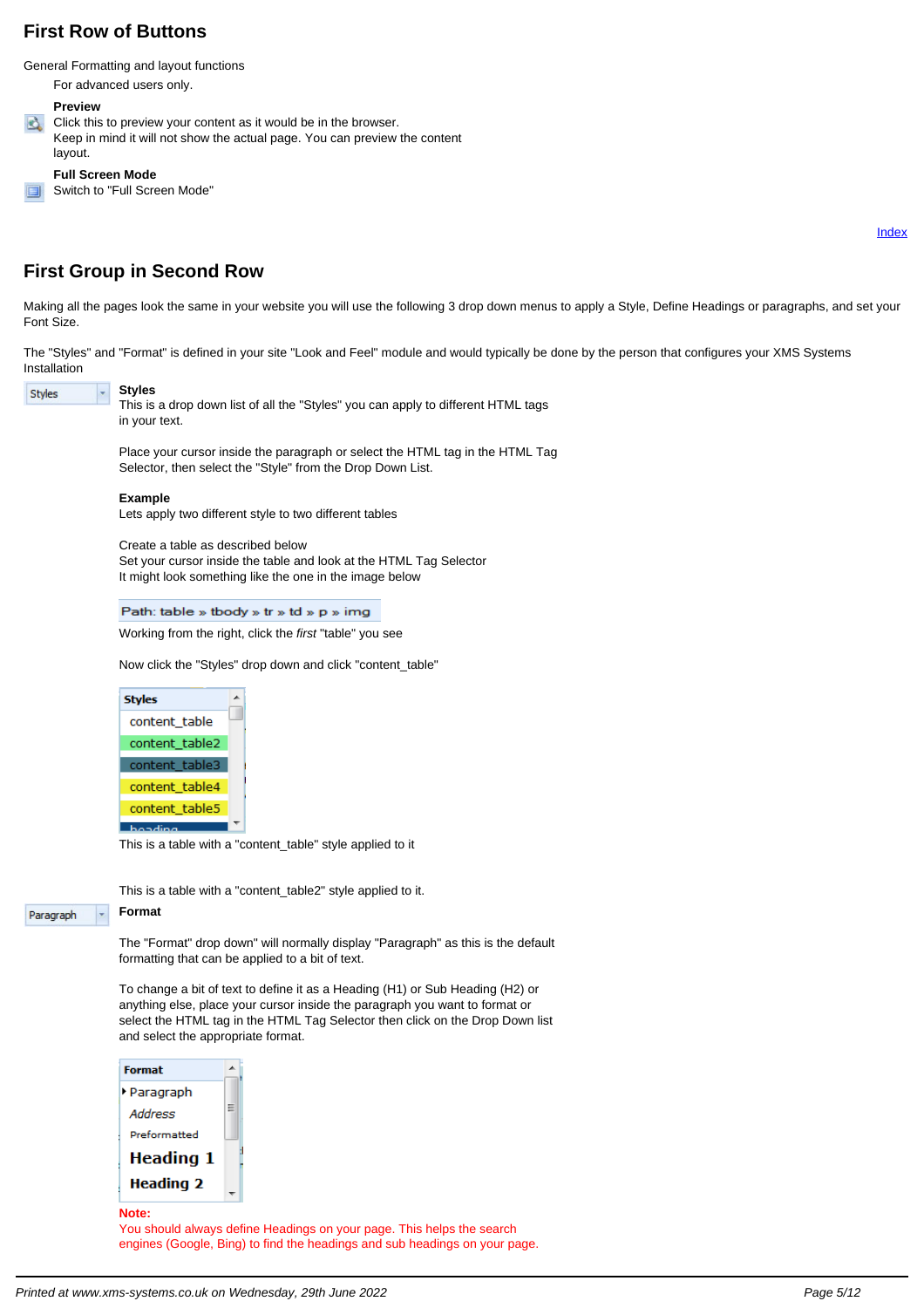## First Row of Buttons

General Formatting and layout functions

For advanced users only.

**Preview**
Click this to preview your content as it would be in the browser.
Keep in mind it will not show the actual page. You can preview the content layout.

**Full Screen Mode**
Switch to "Full Screen Mode"

Index

## First Group in Second Row

Making all the pages look the same in your website you will use the following 3 drop down menus to apply a Style, Define Headings or paragraphs, and set your Font Size.

The "Styles" and "Format" is defined in your site "Look and Feel" module and would typically be done by the person that configures your XMS Systems Installation

**Styles**
This is a drop down list of all the "Styles" you can apply to different HTML tags in your text.

Place your cursor inside the paragraph or select the HTML tag in the HTML Tag Selector, then select the "Style" from the Drop Down List.

**Example**
Lets apply two different style to two different tables

Create a table as described below
Set your cursor inside the table and look at the HTML Tag Selector
It might look something like the one in the image below

Path: table » tbody » tr » td » p » img

Working from the right, click the *first* "table" you see

Now click the "Styles" drop down and click "content_table"

This is a table with a "content_table" style applied to it

This is a table with a "content_table2" style applied to it.

**Format**

The "Format" drop down" will normally display "Paragraph" as this is the default formatting that can be applied to a bit of text.

To change a bit of text to define it as a Heading (H1) or Sub Heading (H2) or anything else, place your cursor inside the paragraph you want to format or select the HTML tag in the HTML Tag Selector then click on the Drop Down list and select the appropriate format.

**Note:**
You should always define Headings on your page. This helps the search engines (Google, Bing) to find the headings and sub headings on your page.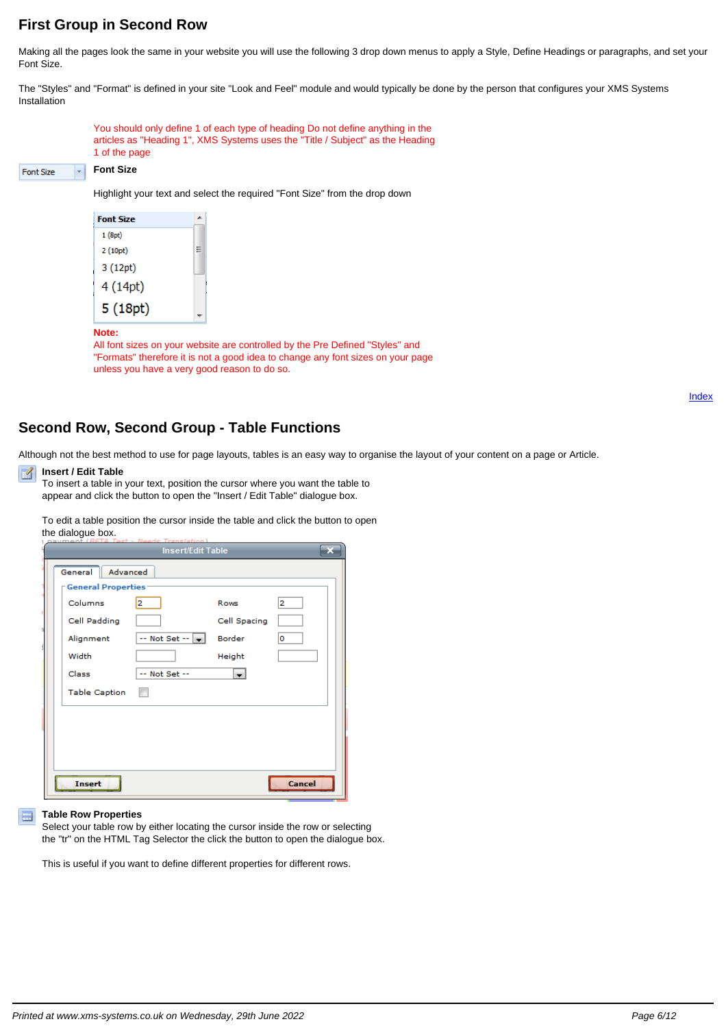## First Group in Second Row

Making all the pages look the same in your website you will use the following 3 drop down menus to apply a Style, Define Headings or paragraphs, and set your Font Size.

The "Styles" and "Format" is defined in your site "Look and Feel" module and would typically be done by the person that configures your XMS Systems Installation

You should only define 1 of each type of heading Do not define anything in the articles as "Heading 1", XMS Systems uses the "Title / Subject" as the Heading 1 of the page

**Font Size**

Highlight your text and select the required "Font Size" from the drop down

**Note:**
All font sizes on your website are controlled by the Pre Defined "Styles" and "Formats" therefore it is not a good idea to change any font sizes on your page unless you have a very good reason to do so.

Index

## Second Row, Second Group - Table Functions

Although not the best method to use for page layouts, tables is an easy way to organise the layout of your content on a page or Article.

**Insert / Edit Table**
To insert a table in your text, position the cursor where you want the table to appear and click the button to open the "Insert / Edit Table" dialogue box.

To edit a table position the cursor inside the table and click the button to open the dialogue box.

**Table Row Properties**
Select your table row by either locating the cursor inside the row or selecting the "tr" on the HTML Tag Selector the click the button to open the dialogue box.

This is useful if you want to define different properties for different rows.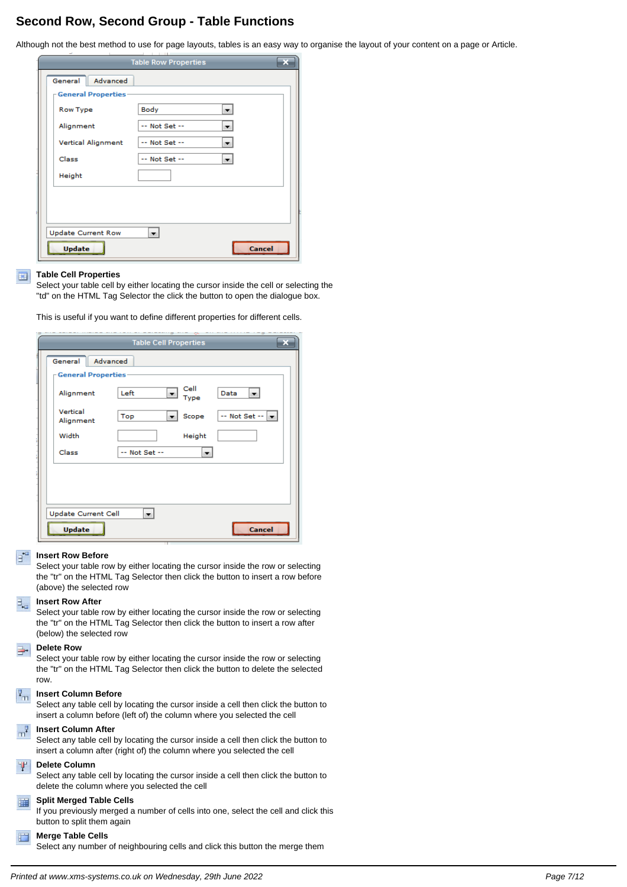## Second Row, Second Group - Table Functions

Although not the best method to use for page layouts, tables is an easy way to organise the layout of your content on a page or Article.

**Table Cell Properties**
Select your table cell by either locating the cursor inside the cell or selecting the "td" on the HTML Tag Selector the click the button to open the dialogue box.

This is useful if you want to define different properties for different cells.

**Insert Row Before**
Select your table row by either locating the cursor inside the row or selecting the "tr" on the HTML Tag Selector then click the button to insert a row before (above) the selected row

**Insert Row After**
Select your table row by either locating the cursor inside the row or selecting the "tr" on the HTML Tag Selector then click the button to insert a row after (below) the selected row

**Delete Row**
Select your table row by either locating the cursor inside the row or selecting the "tr" on the HTML Tag Selector then click the button to delete the selected row.

**Insert Column Before**
Select any table cell by locating the cursor inside a cell then click the button to insert a column before (left of) the column where you selected the cell

**Insert Column After**
Select any table cell by locating the cursor inside a cell then click the button to insert a column after (right of) the column where you selected the cell

**Delete Column**
Select any table cell by locating the cursor inside a cell then click the button to delete the column where you selected the cell

**Split Merged Table Cells**
If you previously merged a number of cells into one, select the cell and click this button to split them again

**Merge Table Cells**
Select any number of neighbouring cells and click this button the merge them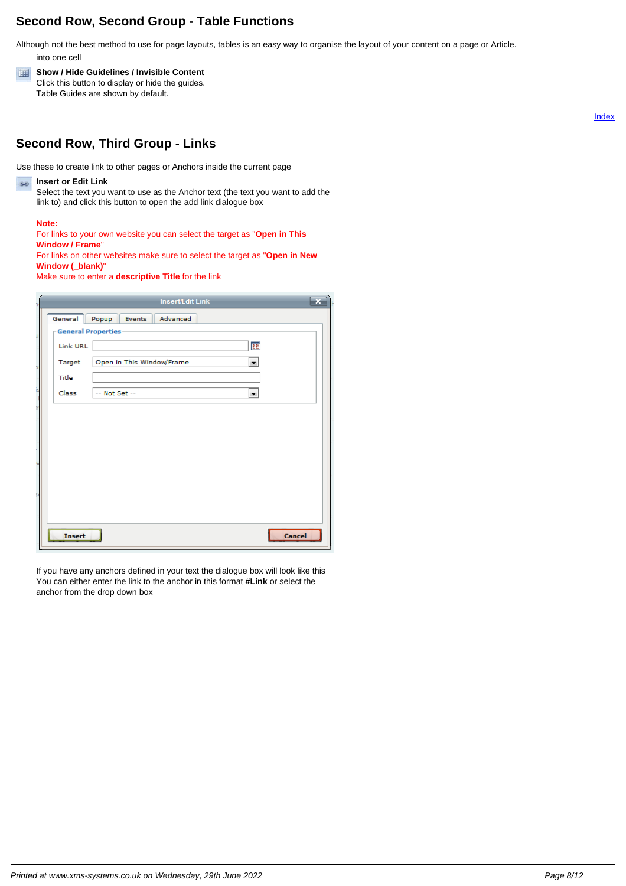## Second Row, Second Group - Table Functions

Although not the best method to use for page layouts, tables is an easy way to organise the layout of your content on a page or Article.

into one cell

**Show / Hide Guidelines / Invisible Content**
Click this button to display or hide the guides.
Table Guides are shown by default.

Index

## Second Row, Third Group - Links

Use these to create link to other pages or Anchors inside the current page

**Insert or Edit Link**
Select the text you want to use as the Anchor text (the text you want to add the link to) and click this button to open the add link dialogue box

**Note:**
For links to your own website you can select the target as "**Open in This Window / Frame**"
For links on other websites make sure to select the target as "**Open in New Window (_blank)**"
Make sure to enter a **descriptive Title** for the link

Insert/Edit Link

General | Popup | Events | Advanced

General Properties

Link URL

Target: Open in This Window/Frame

Title

Class: -- Not Set --

Insert | Cancel

If you have any anchors defined in your text the dialogue box will look like this
You can either enter the link to the anchor in this format **#Link** or select the anchor from the drop down box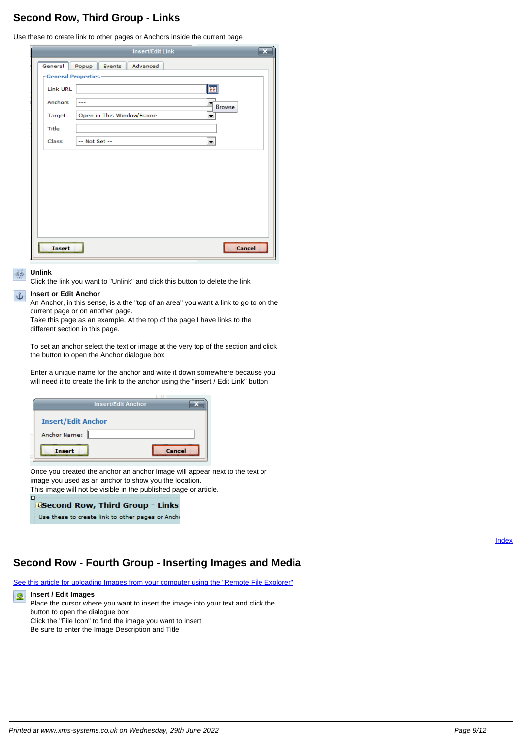## Second Row, Third Group - Links

Use these to create link to other pages or Anchors inside the current page

**Unlink**
Click the link you want to "Unlink" and click this button to delete the link

**Insert or Edit Anchor**
An Anchor, in this sense, is a the "top of an area" you want a link to go to on the current page or on another page.
Take this page as an example. At the top of the page I have links to the different section in this page.

To set an anchor select the text or image at the very top of the section and click the button to open the Anchor dialogue box

Enter a unique name for the anchor and write it down somewhere because you will need it to create the link to the anchor using the "insert / Edit Link" button

Once you created the anchor an anchor image will appear next to the text or image you used as an anchor to show you the location.
This image will not be visible in the published page or article.

Index

## Second Row - Fourth Group - Inserting Images and Media

See this article for uploading Images from your computer using the "Remote File Explorer"

**Insert / Edit Images**
Place the cursor where you want to insert the image into your text and click the button to open the dialogue box
Click the "File Icon" to find the image you want to insert
Be sure to enter the Image Description and Title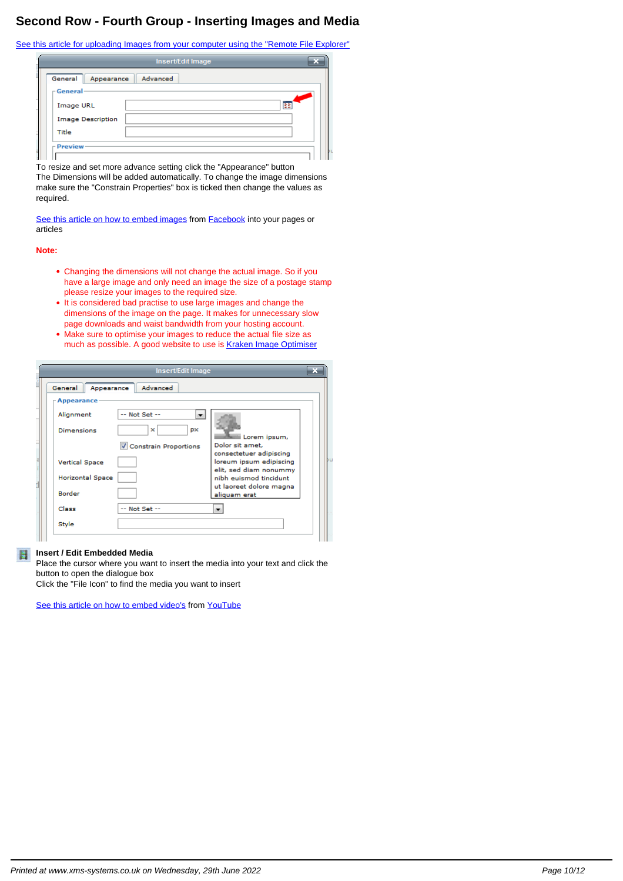## Second Row - Fourth Group - Inserting Images and Media

[See this article for uploading Images from your computer using the "Remote File Explorer"](#)

To resize and set more advance setting click the "Appearance" button
The Dimensions will be added automatically. To change the image dimensions make sure the "Constrain Properties" box is ticked then change the values as required.

[See this article on how to embed images](#) from [Facebook](#) into your pages or articles

**Note:**

- Changing the dimensions will not change the actual image. So if you have a large image and only need an image the size of a postage stamp please resize your images to the required size.
- It is considered bad practise to use large images and change the dimensions of the image on the page. It makes for unnecessary slow page downloads and waist bandwidth from your hosting account.
- Make sure to optimise your images to reduce the actual file size as much as possible. A good website to use is [Kraken Image Optimiser](#)

**Insert / Edit Embedded Media**
Place the cursor where you want to insert the media into your text and click the button to open the dialogue box
Click the "File Icon" to find the media you want to insert

[See this article on how to embed video's](#) from [YouTube](#)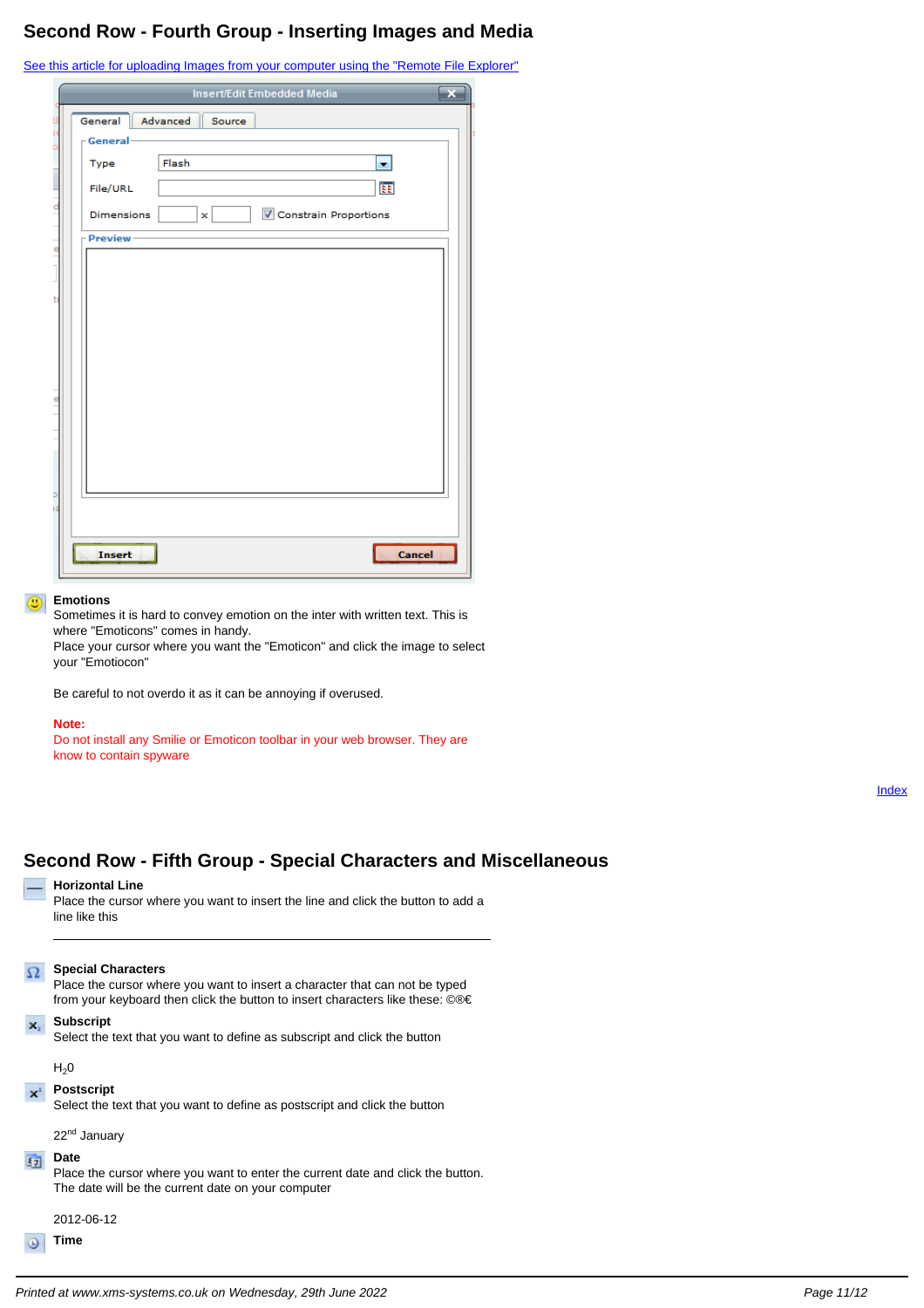## Second Row - Fourth Group - Inserting Images and Media

[See this article for uploading Images from your computer using the "Remote File Explorer"]

Insert/Edit Embedded Media

General | Advanced | Source

General

Type: Flash

File/URL

Dimensions x ☑ Constrain Proportions

Preview

Insert | Cancel

**Emotions**
Sometimes it is hard to convey emotion on the inter with written text. This is where "Emoticons" comes in handy.
Place your cursor where you want the "Emoticon" and click the image to select your "Emotiocon"

Be careful to not overdo it as it can be annoying if overused.

**Note:**
Do not install any Smilie or Emoticon toolbar in your web browser. They are know to contain spyware

Index

## Second Row - Fifth Group - Special Characters and Miscellaneous

**Horizontal Line**
Place the cursor where you want to insert the line and click the button to add a line like this

---

**Special Characters**
Place the cursor where you want to insert a character that can not be typed from your keyboard then click the button to insert characters like these: ©®€

**Subscript**
Select the text that you want to define as subscript and click the button

$H_2$0

**Postscript**
Select the text that you want to define as postscript and click the button

$22^{nd}$ January

**Date**
Place the cursor where you want to enter the current date and click the button. The date will be the current date on your computer

2012-06-12

**Time**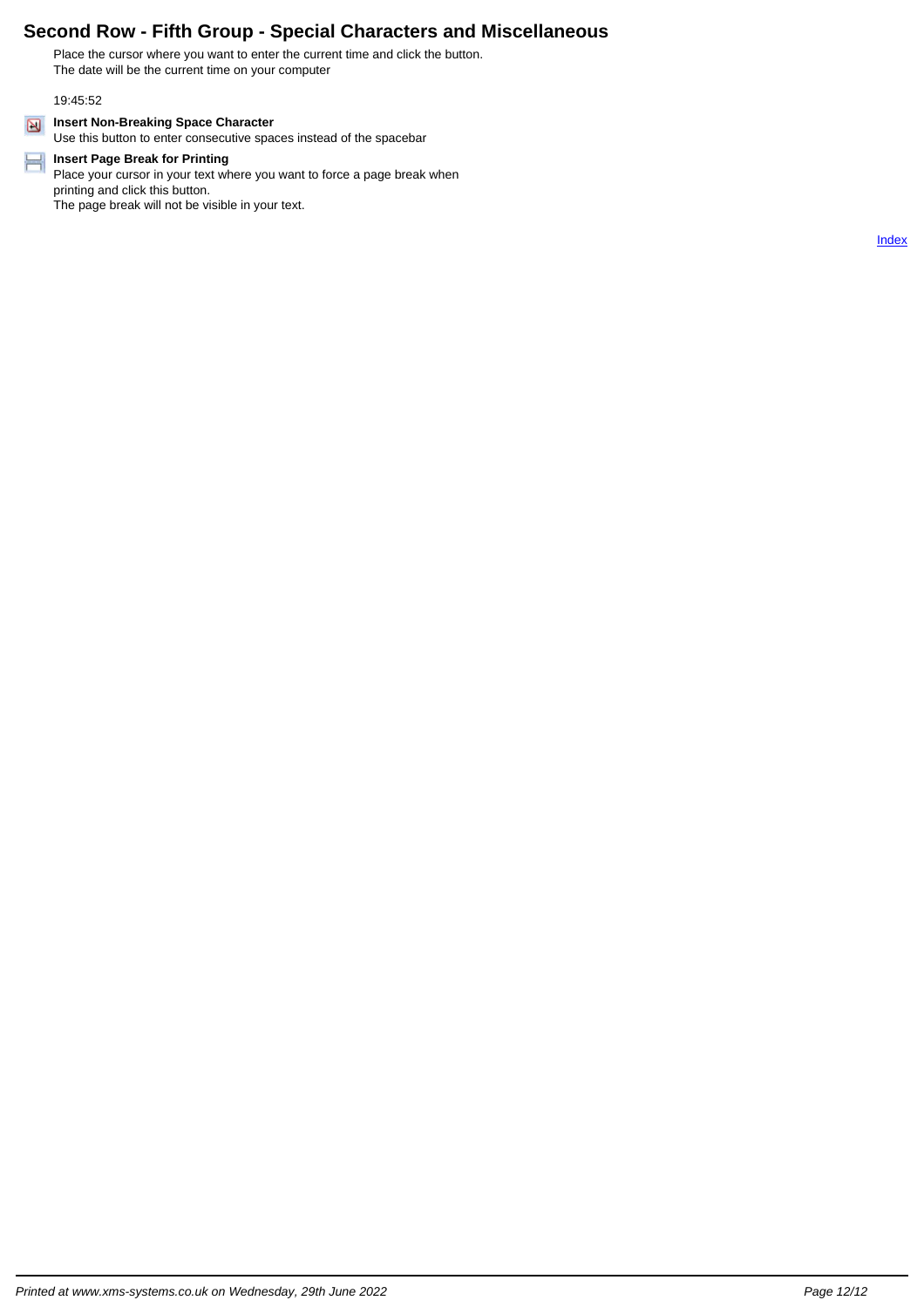## Second Row - Fifth Group - Special Characters and Miscellaneous

Place the cursor where you want to enter the current time and click the button.
The date will be the current time on your computer

19:45:52

**Insert Non-Breaking Space Character**
Use this button to enter consecutive spaces instead of the spacebar

**Insert Page Break for Printing**
Place your cursor in your text where you want to force a page break when printing and click this button.
The page break will not be visible in your text.

Index